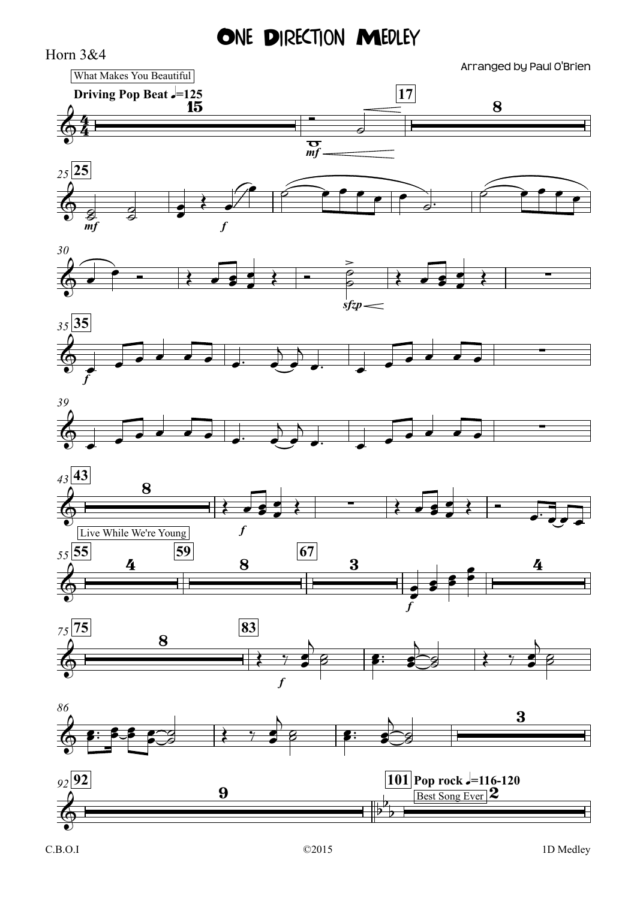# One Direction Medley

Horn 3&4

Arranged by Paul O'Brien

What Makes You Beautiful

**Driving Pop Beat ♩=125**

Live While We're Young

**Pop rock ♩=116-120**

Best Song Ever